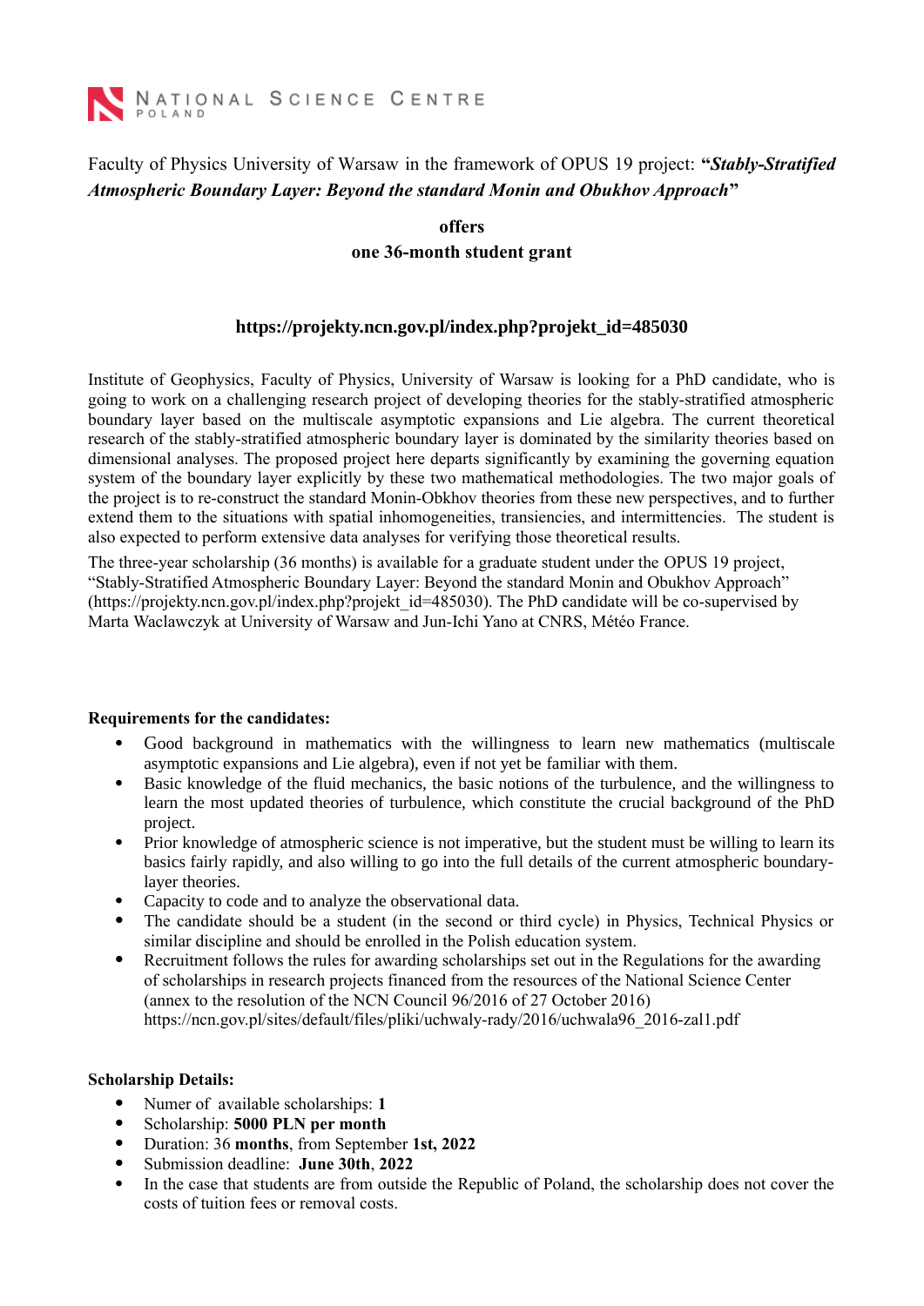NATIONAL SCIENCE CENTRE
POLAND

Faculty of Physics University of Warsaw in the framework of OPUS 19 project: ***"Stably-Stratified Atmospheric Boundary Layer: Beyond the standard Monin and Obukhov Approach"***

**offers**
**one 36-month student grant**

**https://projekty.ncn.gov.pl/index.php?projekt_id=485030**

Institute of Geophysics, Faculty of Physics, University of Warsaw is looking for a PhD candidate, who is going to work on a challenging research project of developing theories for the stably-stratified atmospheric boundary layer based on the multiscale asymptotic expansions and Lie algebra. The current theoretical research of the stably-stratified atmospheric boundary layer is dominated by the similarity theories based on dimensional analyses. The proposed project here departs significantly by examining the governing equation system of the boundary layer explicitly by these two mathematical methodologies. The two major goals of the project is to re-construct the standard Monin-Obkhov theories from these new perspectives, and to further extend them to the situations with spatial inhomogeneities, transiencies, and intermittencies. The student is also expected to perform extensive data analyses for verifying those theoretical results.

The three-year scholarship (36 months) is available for a graduate student under the OPUS 19 project, "Stably-Stratified Atmospheric Boundary Layer: Beyond the standard Monin and Obukhov Approach" (https://projekty.ncn.gov.pl/index.php?projekt_id=485030). The PhD candidate will be co-supervised by Marta Waclawczyk at University of Warsaw and Jun-Ichi Yano at CNRS, Météo France.

**Requirements for the candidates:**

- Good background in mathematics with the willingness to learn new mathematics (multiscale asymptotic expansions and Lie algebra), even if not yet be familiar with them.
- Basic knowledge of the fluid mechanics, the basic notions of the turbulence, and the willingness to learn the most updated theories of turbulence, which constitute the crucial background of the PhD project.
- Prior knowledge of atmospheric science is not imperative, but the student must be willing to learn its basics fairly rapidly, and also willing to go into the full details of the current atmospheric boundary-layer theories.
- Capacity to code and to analyze the observational data.
- The candidate should be a student (in the second or third cycle) in Physics, Technical Physics or similar discipline and should be enrolled in the Polish education system.
- Recruitment follows the rules for awarding scholarships set out in the Regulations for the awarding of scholarships in research projects financed from the resources of the National Science Center (annex to the resolution of the NCN Council 96/2016 of 27 October 2016) https://ncn.gov.pl/sites/default/files/pliki/uchwaly-rady/2016/uchwala96_2016-zal1.pdf

**Scholarship Details:**

- Numer of available scholarships: **1**
- Scholarship: **5000 PLN per month**
- Duration: 36 **months**, from September **1st, 2022**
- Submission deadline: **June 30th**, **2022**
- In the case that students are from outside the Republic of Poland, the scholarship does not cover the costs of tuition fees or removal costs.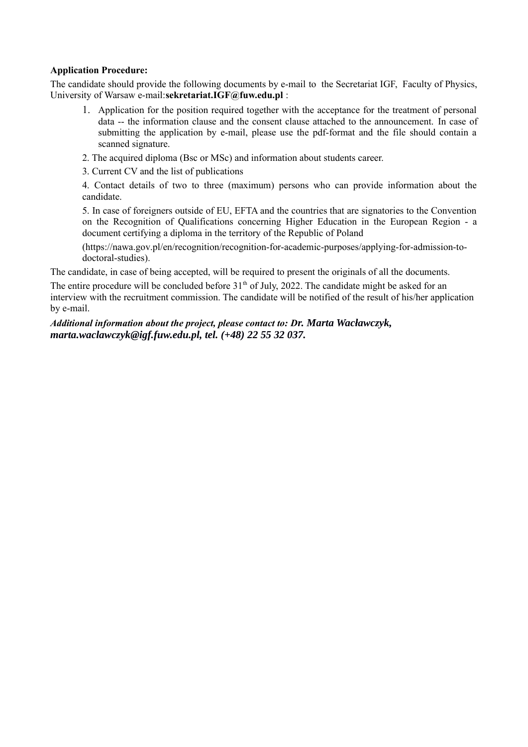**Application Procedure:**

The candidate should provide the following documents by e-mail to the Secretariat IGF, Faculty of Physics, University of Warsaw e-mail:**sekretariat.IGF@fuw.edu.pl** :

1. Application for the position required together with the acceptance for the treatment of personal data -- the information clause and the consent clause attached to the announcement. In case of submitting the application by e-mail, please use the pdf-format and the file should contain a scanned signature.

2. The acquired diploma (Bsc or MSc) and information about students career.

3. Current CV and the list of publications

4. Contact details of two to three (maximum) persons who can provide information about the candidate.

5. In case of foreigners outside of EU, EFTA and the countries that are signatories to the Convention on the Recognition of Qualifications concerning Higher Education in the European Region - a document certifying a diploma in the territory of the Republic of Poland

(https://nawa.gov.pl/en/recognition/recognition-for-academic-purposes/applying-for-admission-to-doctoral-studies).

The candidate, in case of being accepted, will be required to present the originals of all the documents.

The entire procedure will be concluded before 31th of July, 2022. The candidate might be asked for an interview with the recruitment commission. The candidate will be notified of the result of his/her application by e-mail.

***Additional information about the project, please contact to: Dr. Marta Wacławczyk, marta.waclawczyk@igf.fuw.edu.pl, tel. (+48) 22 55 32 037.***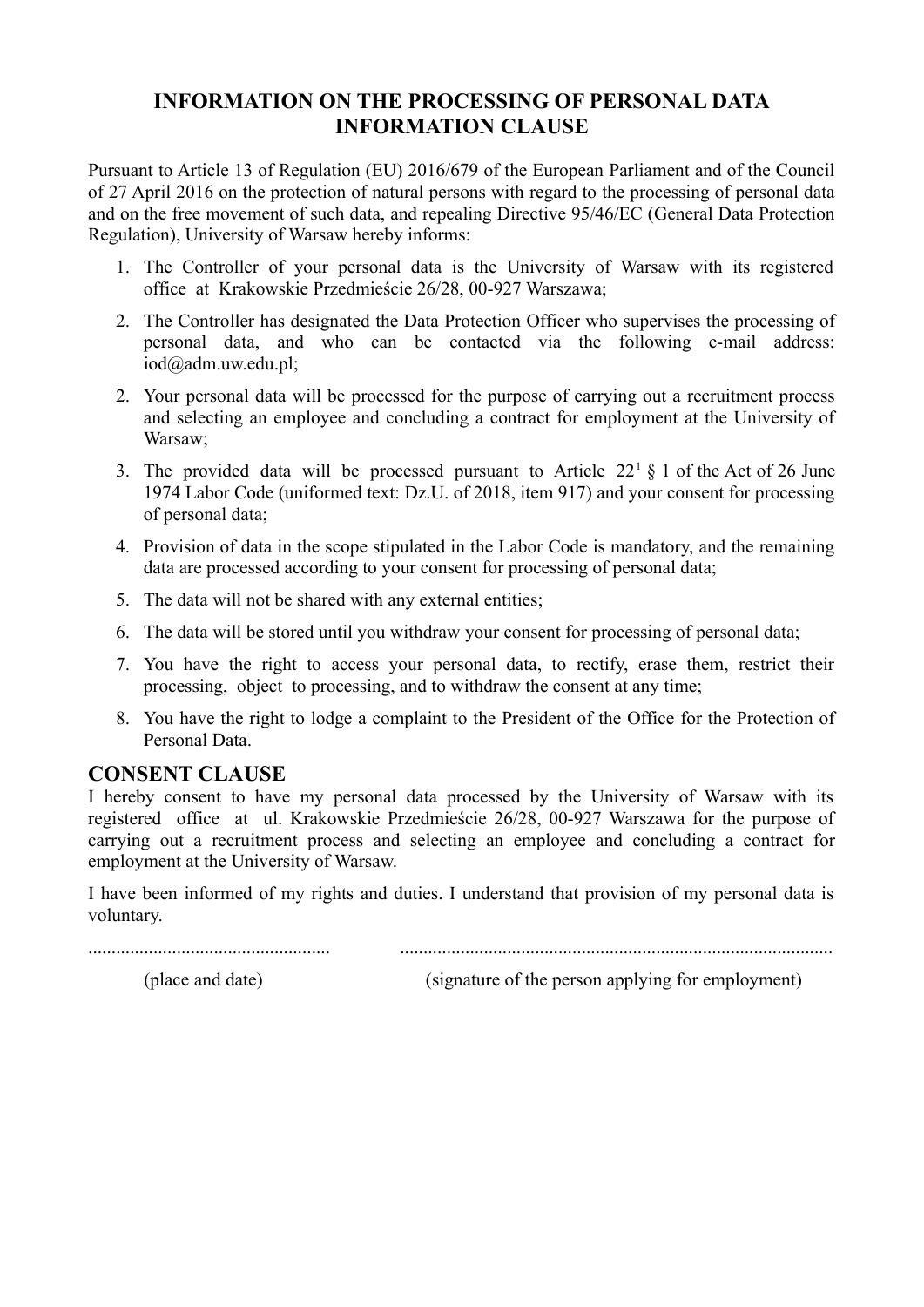# INFORMATION ON THE PROCESSING OF PERSONAL DATA
# INFORMATION CLAUSE

Pursuant to Article 13 of Regulation (EU) 2016/679 of the European Parliament and of the Council of 27 April 2016 on the protection of natural persons with regard to the processing of personal data and on the free movement of such data, and repealing Directive 95/46/EC (General Data Protection Regulation), University of Warsaw hereby informs:

1. The Controller of your personal data is the University of Warsaw with its registered office at Krakowskie Przedmieście 26/28, 00-927 Warszawa;
2. The Controller has designated the Data Protection Officer who supervises the processing of personal data, and who can be contacted via the following e-mail address: iod@adm.uw.edu.pl;
2. Your personal data will be processed for the purpose of carrying out a recruitment process and selecting an employee and concluding a contract for employment at the University of Warsaw;
3. The provided data will be processed pursuant to Article 22[1] § 1 of the Act of 26 June 1974 Labor Code (uniformed text: Dz.U. of 2018, item 917) and your consent for processing of personal data;
4. Provision of data in the scope stipulated in the Labor Code is mandatory, and the remaining data are processed according to your consent for processing of personal data;
5. The data will not be shared with any external entities;
6. The data will be stored until you withdraw your consent for processing of personal data;
7. You have the right to access your personal data, to rectify, erase them, restrict their processing, object to processing, and to withdraw the consent at any time;
8. You have the right to lodge a complaint to the President of the Office for the Protection of Personal Data.

## CONSENT CLAUSE

I hereby consent to have my personal data processed by the University of Warsaw with its registered office at ul. Krakowskie Przedmieście 26/28, 00-927 Warszawa for the purpose of carrying out a recruitment process and selecting an employee and concluding a contract for employment at the University of Warsaw.

I have been informed of my rights and duties. I understand that provision of my personal data is voluntary.

.................................................... ............................................................................................

(place and date) (signature of the person applying for employment)